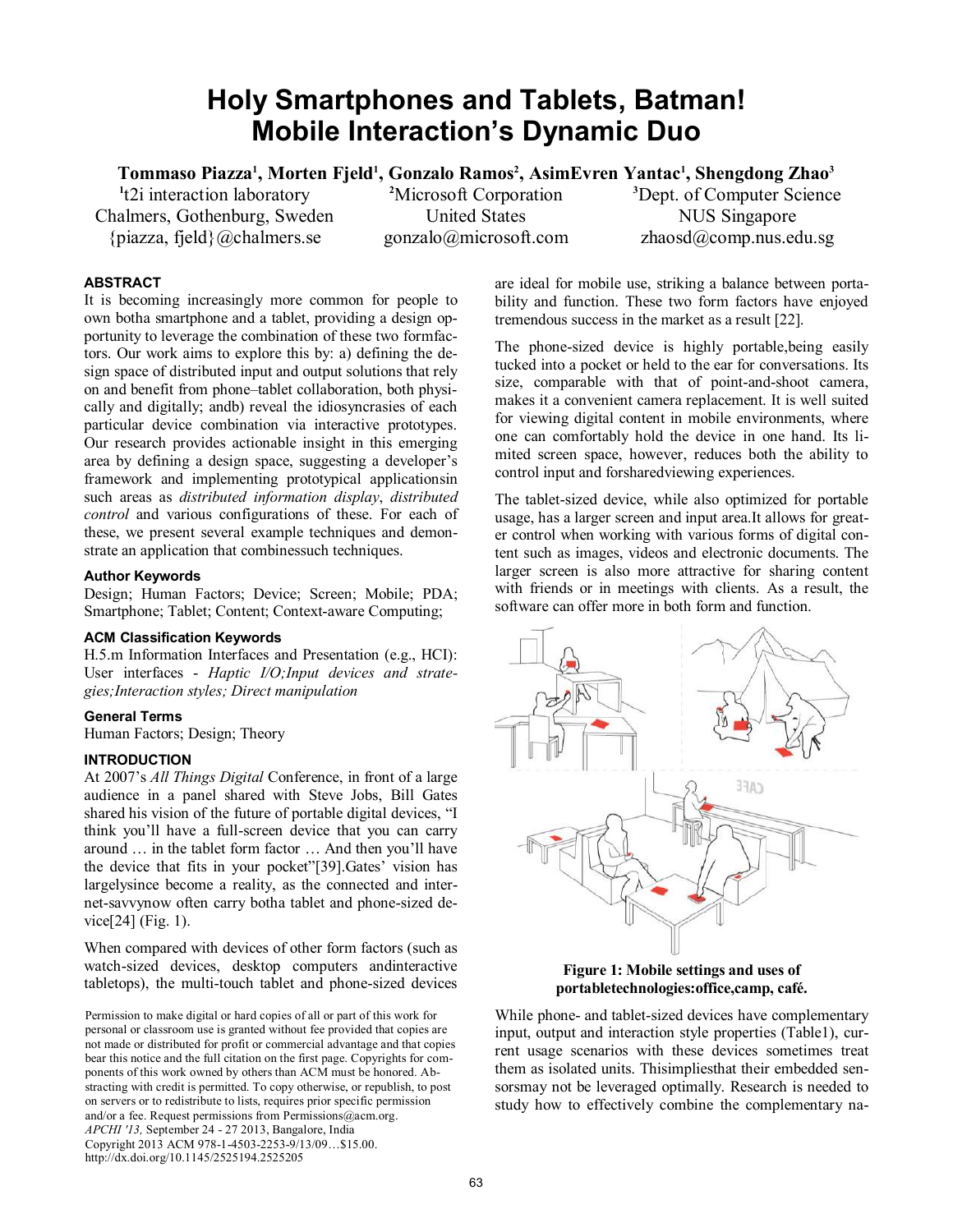# Holy Smartphones and Tablets, Batman! Mobile Interaction's Dynamic Duo

**Tommaso Piazza[1], Morten Fjeld[1], Gonzalo Ramos[2], AsimEvren Yantac[1], Shengdong Zhao[3]**

[1]t2i interaction laboratory
Chalmers, Gothenburg, Sweden
{piazza, fjeld}@chalmers.se

[2]Microsoft Corporation
United States
gonzalo@microsoft.com

[3]Dept. of Computer Science
NUS Singapore
zhaosd@comp.nus.edu.sg

### ABSTRACT

It is becoming increasingly more common for people to own botha smartphone and a tablet, providing a design opportunity to leverage the combination of these two formfactors. Our work aims to explore this by: a) defining the design space of distributed input and output solutions that rely on and benefit from phone–tablet collaboration, both physically and digitally; andb) reveal the idiosyncrasies of each particular device combination via interactive prototypes. Our research provides actionable insight in this emerging area by defining a design space, suggesting a developer's framework and implementing prototypical applicationsin such areas as *distributed information display*, *distributed control* and various configurations of these. For each of these, we present several example techniques and demonstrate an application that combinessuch techniques.

### Author Keywords

Design; Human Factors; Device; Screen; Mobile; PDA; Smartphone; Tablet; Content; Context-aware Computing;

### ACM Classification Keywords

H.5.m Information Interfaces and Presentation (e.g., HCI): User interfaces - *Haptic I/O;Input devices and strategies;Interaction styles; Direct manipulation*

### General Terms

Human Factors; Design; Theory

### INTRODUCTION

At 2007's *All Things Digital* Conference, in front of a large audience in a panel shared with Steve Jobs, Bill Gates shared his vision of the future of portable digital devices, "I think you'll have a full-screen device that you can carry around … in the tablet form factor … And then you'll have the device that fits in your pocket"[39].Gates' vision has largelysince become a reality, as the connected and internet-savvynow often carry botha tablet and phone-sized device[24] (Fig. 1).

When compared with devices of other form factors (such as watch-sized devices, desktop computers andinteractive tabletops), the multi-touch tablet and phone-sized devices are ideal for mobile use, striking a balance between portability and function. These two form factors have enjoyed tremendous success in the market as a result [22].

The phone-sized device is highly portable,being easily tucked into a pocket or held to the ear for conversations. Its size, comparable with that of point-and-shoot camera, makes it a convenient camera replacement. It is well suited for viewing digital content in mobile environments, where one can comfortably hold the device in one hand. Its limited screen space, however, reduces both the ability to control input and forsharedviewing experiences.

The tablet-sized device, while also optimized for portable usage, has a larger screen and input area.It allows for greater control when working with various forms of digital content such as images, videos and electronic documents. The larger screen is also more attractive for sharing content with friends or in meetings with clients. As a result, the software can offer more in both form and function.

**Figure 1: Mobile settings and uses of portabletechnologies:office,camp, café.**

While phone- and tablet-sized devices have complementary input, output and interaction style properties (Table1), current usage scenarios with these devices sometimes treat them as isolated units. Thisimpliesthat their embedded sensorsmay not be leveraged optimally. Research is needed to study how to effectively combine the complementary na-

Permission to make digital or hard copies of all or part of this work for personal or classroom use is granted without fee provided that copies are not made or distributed for profit or commercial advantage and that copies bear this notice and the full citation on the first page. Copyrights for components of this work owned by others than ACM must be honored. Abstracting with credit is permitted. To copy otherwise, or republish, to post on servers or to redistribute to lists, requires prior specific permission and/or a fee. Request permissions from Permissions@acm.org.
*APCHI '13,* September 24 - 27 2013, Bangalore, India
Copyright 2013 ACM 978-1-4503-2253-9/13/09…$15.00.
http://dx.doi.org/10.1145/2525194.2525205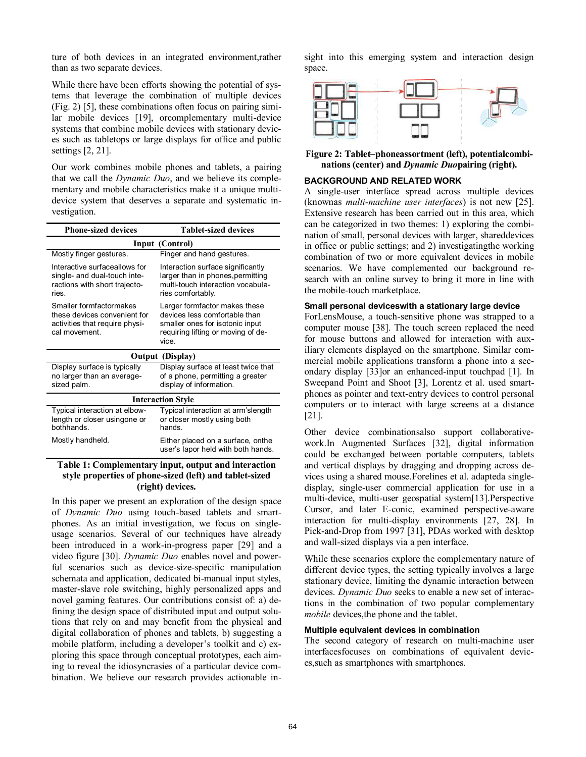ture of both devices in an integrated environment,rather than as two separate devices.

While there have been efforts showing the potential of systems that leverage the combination of multiple devices (Fig. 2) [5], these combinations often focus on pairing similar mobile devices [19], orcomplementary multi-device systems that combine mobile devices with stationary devices such as tabletops or large displays for office and public settings [2, 21].

Our work combines mobile phones and tablets, a pairing that we call the *Dynamic Duo*, and we believe its complementary and mobile characteristics make it a unique multi-device system that deserves a separate and systematic investigation.

| Phone-sized devices | Tablet-sized devices |
|---|---|
| **Input (Control)** | |
| Mostly finger gestures. | Finger and hand gestures. |
| Interactive surfaceallows for single- and dual-touch interactions with short trajectories. | Interaction surface significantly larger than in phones,permitting multi-touch interaction vocabularies comfortably. |
| Smaller formfactormakes these devices convenient for activities that require physical movement. | Larger formfactor makes these devices less comfortable than smaller ones for isotonic input requiring lifting or moving of device. |
| **Output (Display)** | |
| Display surface is typically no larger than an average-sized palm. | Display surface at least twice that of a phone, permitting a greater display of information. |
| **Interaction Style** | |
| Typical interaction at elbow-length or closer usingone or bothhands. | Typical interaction at arm'slength or closer mostly using both hands. |
| Mostly handheld. | Either placed on a surface, onthe user's lapor held with both hands. |

**Table 1: Complementary input, output and interaction style properties of phone-sized (left) and tablet-sized (right) devices.**

In this paper we present an exploration of the design space of *Dynamic Duo* using touch-based tablets and smartphones. As an initial investigation, we focus on single-usage scenarios. Several of our techniques have already been introduced in a work-in-progress paper [29] and a video figure [30]. *Dynamic Duo* enables novel and powerful scenarios such as device-size-specific manipulation schemata and application, dedicated bi-manual input styles, master-slave role switching, highly personalized apps and novel gaming features. Our contributions consist of: a) defining the design space of distributed input and output solutions that rely on and may benefit from the physical and digital collaboration of phones and tablets, b) suggesting a mobile platform, including a developer's toolkit and c) exploring this space through conceptual prototypes, each aiming to reveal the idiosyncrasies of a particular device combination. We believe our research provides actionable insight into this emerging system and interaction design space.

**Figure 2: Tablet–phoneassortment (left), potentialcombinations (center) and *Dynamic Duo*pairing (right).**

## BACKGROUND AND RELATED WORK

A single-user interface spread across multiple devices (knownas *multi-machine user interfaces*) is not new [25]. Extensive research has been carried out in this area, which can be categorized in two themes: 1) exploring the combination of small, personal devices with larger, shareddevices in office or public settings; and 2) investigatingthe working combination of two or more equivalent devices in mobile scenarios. We have complemented our background research with an online survey to bring it more in line with the mobile-touch marketplace.

### Small personal deviceswith a stationary large device

ForLensMouse, a touch-sensitive phone was strapped to a computer mouse [38]. The touch screen replaced the need for mouse buttons and allowed for interaction with auxiliary elements displayed on the smartphone. Similar commercial mobile applications transform a phone into a secondary display [33]or an enhanced-input touchpad [1]. In Sweepand Point and Shoot [3], Lorentz et al. used smartphones as pointer and text-entry devices to control personal computers or to interact with large screens at a distance [21].

Other device combinationsalso support collaborative-work.In Augmented Surfaces [32], digital information could be exchanged between portable computers, tablets and vertical displays by dragging and dropping across devices using a shared mouse.Forelines et al. adapteda single-display, single-user commercial application for use in a multi-device, multi-user geospatial system[13].Perspective Cursor, and later E-conic, examined perspective-aware interaction for multi-display environments [27, 28]. In Pick-and-Drop from 1997 [31], PDAs worked with desktop and wall-sized displays via a pen interface.

While these scenarios explore the complementary nature of different device types, the setting typically involves a large stationary device, limiting the dynamic interaction between devices. *Dynamic Duo* seeks to enable a new set of interactions in the combination of two popular complementary *mobile* devices,the phone and the tablet.

### Multiple equivalent devices in combination

The second category of research on multi-machine user interfacesfocuses on combinations of equivalent devices,such as smartphones with smartphones.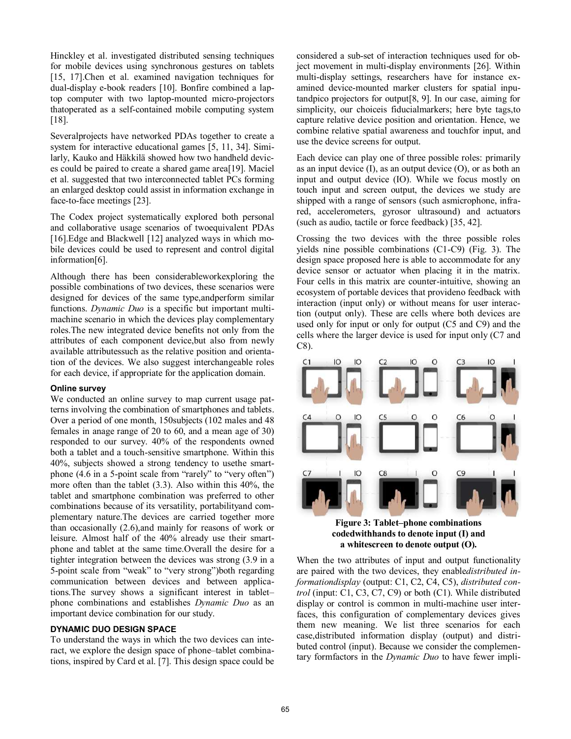Hinckley et al. investigated distributed sensing techniques for mobile devices using synchronous gestures on tablets [15, 17].Chen et al. examined navigation techniques for dual-display e-book readers [10]. Bonfire combined a laptop computer with two laptop-mounted micro-projectors thatoperated as a self-contained mobile computing system [18].

Severalprojects have networked PDAs together to create a system for interactive educational games [5, 11, 34]. Similarly, Kauko and Häkkilä showed how two handheld devices could be paired to create a shared game area[19]. Maciel et al. suggested that two interconnected tablet PCs forming an enlarged desktop could assist in information exchange in face-to-face meetings [23].

The Codex project systematically explored both personal and collaborative usage scenarios of twoequivalent PDAs [16].Edge and Blackwell [12] analyzed ways in which mobile devices could be used to represent and control digital information[6].

Although there has been considerableworkexploring the possible combinations of two devices, these scenarios were designed for devices of the same type,andperform similar functions. *Dynamic Duo* is a specific but important multi-machine scenario in which the devices play complementary roles.The new integrated device benefits not only from the attributes of each component device,but also from newly available attributessuch as the relative position and orientation of the devices. We also suggest interchangeable roles for each device, if appropriate for the application domain.

#### Online survey

We conducted an online survey to map current usage patterns involving the combination of smartphones and tablets. Over a period of one month, 150subjects (102 males and 48 females in anage range of 20 to 60, and a mean age of 30) responded to our survey. 40% of the respondents owned both a tablet and a touch-sensitive smartphone. Within this 40%, subjects showed a strong tendency to usethe smartphone (4.6 in a 5-point scale from "rarely" to "very often") more often than the tablet (3.3). Also within this 40%, the tablet and smartphone combination was preferred to other combinations because of its versatility, portabilityand complementary nature.The devices are carried together more than occasionally (2.6),and mainly for reasons of work or leisure. Almost half of the 40% already use their smartphone and tablet at the same time.Overall the desire for a tighter integration between the devices was strong (3.9 in a 5-point scale from "weak" to "very strong")both regarding communication between devices and between applications.The survey shows a significant interest in tablet–phone combinations and establishes *Dynamic Duo* as an important device combination for our study.

### DYNAMIC DUO DESIGN SPACE

To understand the ways in which the two devices can interact, we explore the design space of phone–tablet combinations, inspired by Card et al. [7]. This design space could be considered a sub-set of interaction techniques used for object movement in multi-display environments [26]. Within multi-display settings, researchers have for instance examined device-mounted marker clusters for spatial inputandpico projectors for output[8, 9]. In our case, aiming for simplicity, our choiceis fiducialmarkers; here byte tags,to capture relative device position and orientation. Hence, we combine relative spatial awareness and touchfor input, and use the device screens for output.

Each device can play one of three possible roles: primarily as an input device (I), as an output device (O), or as both an input and output device (IO). While we focus mostly on touch input and screen output, the devices we study are shipped with a range of sensors (such asmicrophone, infrared, accelerometers, gyrosor ultrasound) and actuators (such as audio, tactile or force feedback) [35, 42].

Crossing the two devices with the three possible roles yields nine possible combinations (C1-C9) (Fig. 3). The design space proposed here is able to accommodate for any device sensor or actuator when placing it in the matrix. Four cells in this matrix are counter-intuitive, showing an ecosystem of portable devices that provideno feedback with interaction (input only) or without means for user interaction (output only). These are cells where both devices are used only for input or only for output (C5 and C9) and the cells where the larger device is used for input only (C7 and C8).

**Figure 3: Tablet–phone combinations codedwithhands to denote input (I) and a whitescreen to denote output (O).**

When the two attributes of input and output functionality are paired with the two devices, they enable*distributed informationdisplay* (output: C1, C2, C4, C5), *distributed control* (input: C1, C3, C7, C9) or both (C1). While distributed display or control is common in multi-machine user interfaces, this configuration of complementary devices gives them new meaning. We list three scenarios for each case,distributed information display (output) and distributed control (input). Because we consider the complementary formfactors in the *Dynamic Duo* to have fewer impli-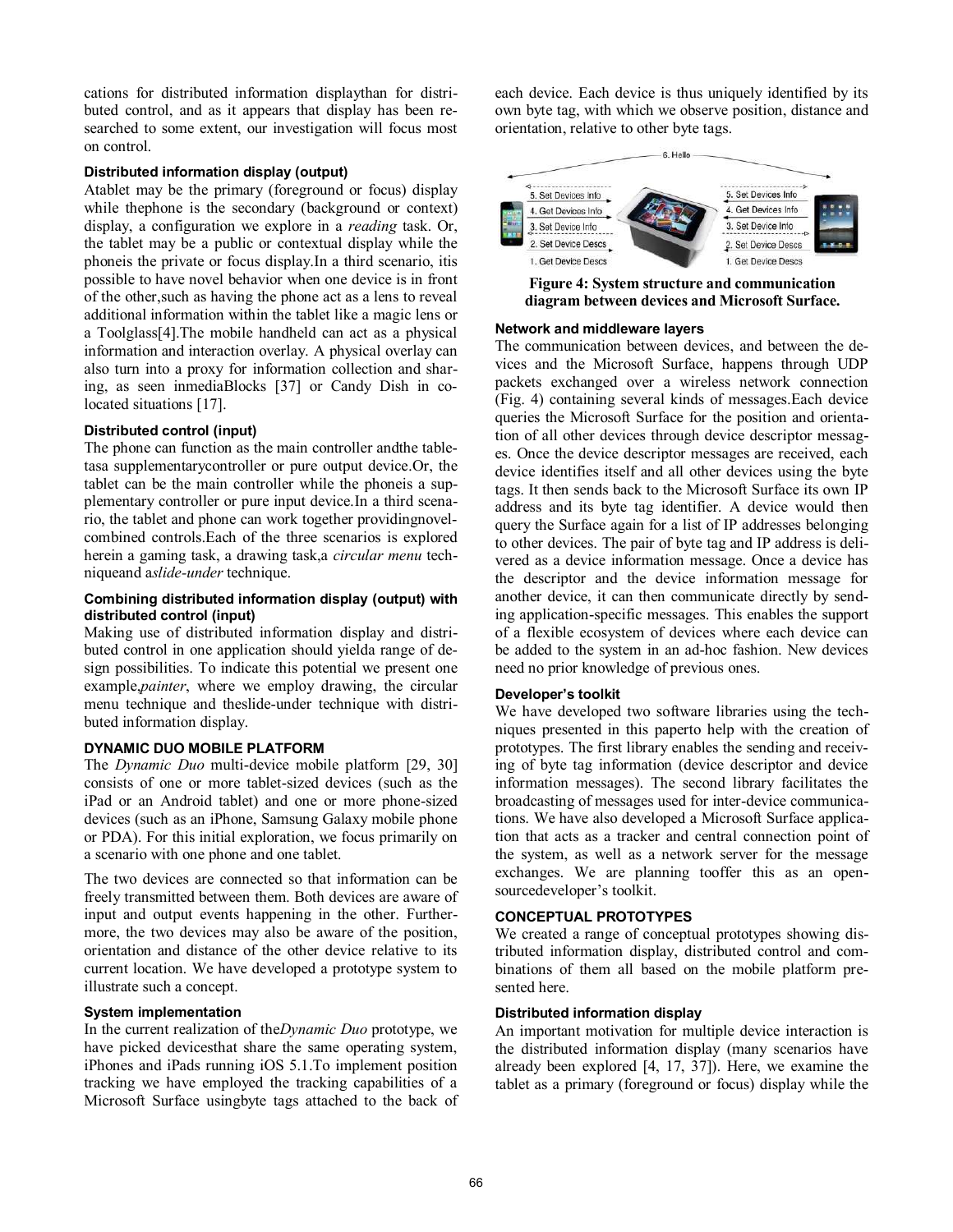cations for distributed information displaythan for distributed control, and as it appears that display has been researched to some extent, our investigation will focus most on control.

### Distributed information display (output)

Atablet may be the primary (foreground or focus) display while thephone is the secondary (background or context) display, a configuration we explore in a *reading* task. Or, the tablet may be a public or contextual display while the phoneis the private or focus display.In a third scenario, itis possible to have novel behavior when one device is in front of the other,such as having the phone act as a lens to reveal additional information within the tablet like a magic lens or a Toolglass[4].The mobile handheld can act as a physical information and interaction overlay. A physical overlay can also turn into a proxy for information collection and sharing, as seen inmediaBlocks [37] or Candy Dish in co-located situations [17].

### Distributed control (input)

The phone can function as the main controller andthe tabletasa supplementarycontroller or pure output device.Or, the tablet can be the main controller while the phoneis a supplementary controller or pure input device.In a third scenario, the tablet and phone can work together providingnovel-combined controls.Each of the three scenarios is explored herein a gaming task, a drawing task,a *circular menu* techniqueand a*slide-under* technique.

### Combining distributed information display (output) with distributed control (input)

Making use of distributed information display and distributed control in one application should yielda range of design possibilities. To indicate this potential we present one example,*painter*, where we employ drawing, the circular menu technique and theslide-under technique with distributed information display.

## DYNAMIC DUO MOBILE PLATFORM

The *Dynamic Duo* multi-device mobile platform [29, 30] consists of one or more tablet-sized devices (such as the iPad or an Android tablet) and one or more phone-sized devices (such as an iPhone, Samsung Galaxy mobile phone or PDA). For this initial exploration, we focus primarily on a scenario with one phone and one tablet.

The two devices are connected so that information can be freely transmitted between them. Both devices are aware of input and output events happening in the other. Furthermore, the two devices may also be aware of the position, orientation and distance of the other device relative to its current location. We have developed a prototype system to illustrate such a concept.

### System implementation

In the current realization of the*Dynamic Duo* prototype, we have picked devicesthat share the same operating system, iPhones and iPads running iOS 5.1.To implement position tracking we have employed the tracking capabilities of a Microsoft Surface usingbyte tags attached to the back of each device. Each device is thus uniquely identified by its own byte tag, with which we observe position, distance and orientation, relative to other byte tags.

**Figure 4: System structure and communication diagram between devices and Microsoft Surface.**

### Network and middleware layers

The communication between devices, and between the devices and the Microsoft Surface, happens through UDP packets exchanged over a wireless network connection (Fig. 4) containing several kinds of messages.Each device queries the Microsoft Surface for the position and orientation of all other devices through device descriptor messages. Once the device descriptor messages are received, each device identifies itself and all other devices using the byte tags. It then sends back to the Microsoft Surface its own IP address and its byte tag identifier. A device would then query the Surface again for a list of IP addresses belonging to other devices. The pair of byte tag and IP address is delivered as a device information message. Once a device has the descriptor and the device information message for another device, it can then communicate directly by sending application-specific messages. This enables the support of a flexible ecosystem of devices where each device can be added to the system in an ad-hoc fashion. New devices need no prior knowledge of previous ones.

### Developer's toolkit

We have developed two software libraries using the techniques presented in this paperto help with the creation of prototypes. The first library enables the sending and receiving of byte tag information (device descriptor and device information messages). The second library facilitates the broadcasting of messages used for inter-device communications. We have also developed a Microsoft Surface application that acts as a tracker and central connection point of the system, as well as a network server for the message exchanges. We are planning tooffer this as an open-sourcedeveloper's toolkit.

## CONCEPTUAL PROTOTYPES

We created a range of conceptual prototypes showing distributed information display, distributed control and combinations of them all based on the mobile platform presented here.

### Distributed information display

An important motivation for multiple device interaction is the distributed information display (many scenarios have already been explored [4, 17, 37]). Here, we examine the tablet as a primary (foreground or focus) display while the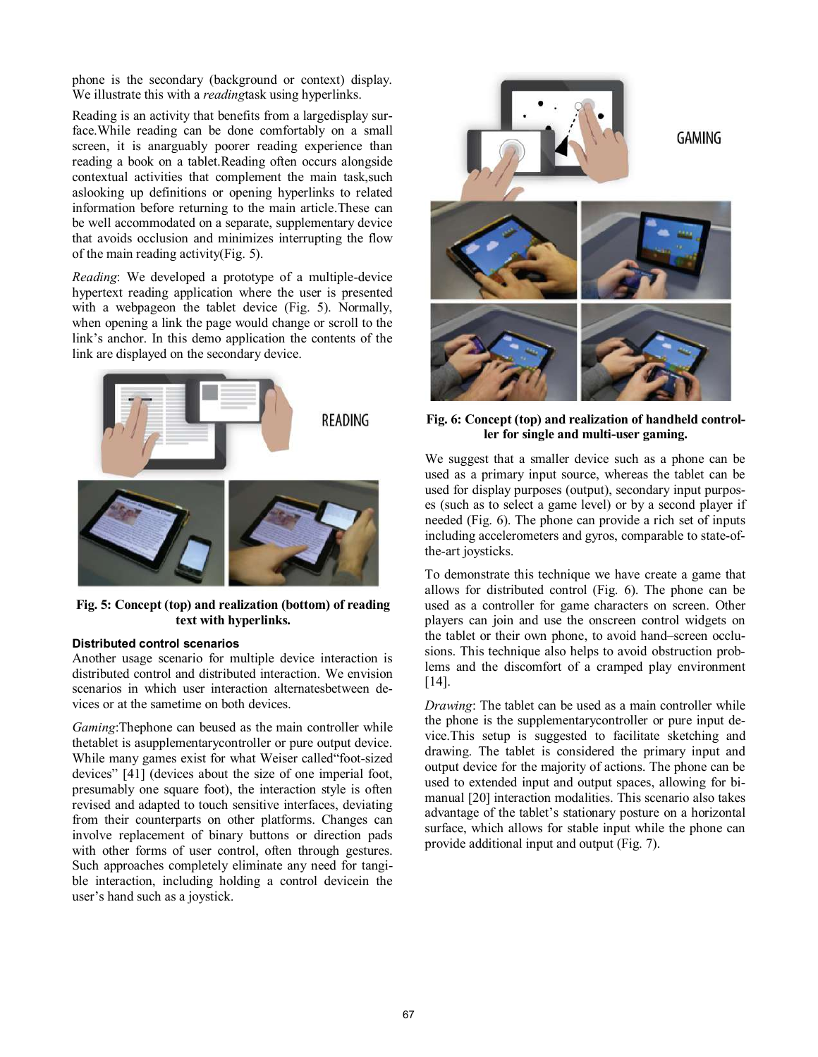phone is the secondary (background or context) display. We illustrate this with a *reading*task using hyperlinks.

Reading is an activity that benefits from a largedisplay surface.While reading can be done comfortably on a small screen, it is anarguably poorer reading experience than reading a book on a tablet.Reading often occurs alongside contextual activities that complement the main task,such aslooking up definitions or opening hyperlinks to related information before returning to the main article.These can be well accommodated on a separate, supplementary device that avoids occlusion and minimizes interrupting the flow of the main reading activity(Fig. 5).

*Reading*: We developed a prototype of a multiple-device hypertext reading application where the user is presented with a webpageon the tablet device (Fig. 5). Normally, when opening a link the page would change or scroll to the link's anchor. In this demo application the contents of the link are displayed on the secondary device.

**Fig. 5: Concept (top) and realization (bottom) of reading text with hyperlinks.**

### Distributed control scenarios

Another usage scenario for multiple device interaction is distributed control and distributed interaction. We envision scenarios in which user interaction alternatesbetween devices or at the sametime on both devices.

*Gaming*:Thephone can beused as the main controller while thetablet is asupplementarycontroller or pure output device. While many games exist for what Weiser called"foot-sized devices" [41] (devices about the size of one imperial foot, presumably one square foot), the interaction style is often revised and adapted to touch sensitive interfaces, deviating from their counterparts on other platforms. Changes can involve replacement of binary buttons or direction pads with other forms of user control, often through gestures. Such approaches completely eliminate any need for tangible interaction, including holding a control devicein the user's hand such as a joystick.

**Fig. 6: Concept (top) and realization of handheld controller for single and multi-user gaming.**

We suggest that a smaller device such as a phone can be used as a primary input source, whereas the tablet can be used for display purposes (output), secondary input purposes (such as to select a game level) or by a second player if needed (Fig. 6). The phone can provide a rich set of inputs including accelerometers and gyros, comparable to state-of-the-art joysticks.

To demonstrate this technique we have create a game that allows for distributed control (Fig. 6). The phone can be used as a controller for game characters on screen. Other players can join and use the onscreen control widgets on the tablet or their own phone, to avoid hand–screen occlusions. This technique also helps to avoid obstruction problems and the discomfort of a cramped play environment [14].

*Drawing*: The tablet can be used as a main controller while the phone is the supplementarycontroller or pure input device.This setup is suggested to facilitate sketching and drawing. The tablet is considered the primary input and output device for the majority of actions. The phone can be used to extended input and output spaces, allowing for bimanual [20] interaction modalities. This scenario also takes advantage of the tablet's stationary posture on a horizontal surface, which allows for stable input while the phone can provide additional input and output (Fig. 7).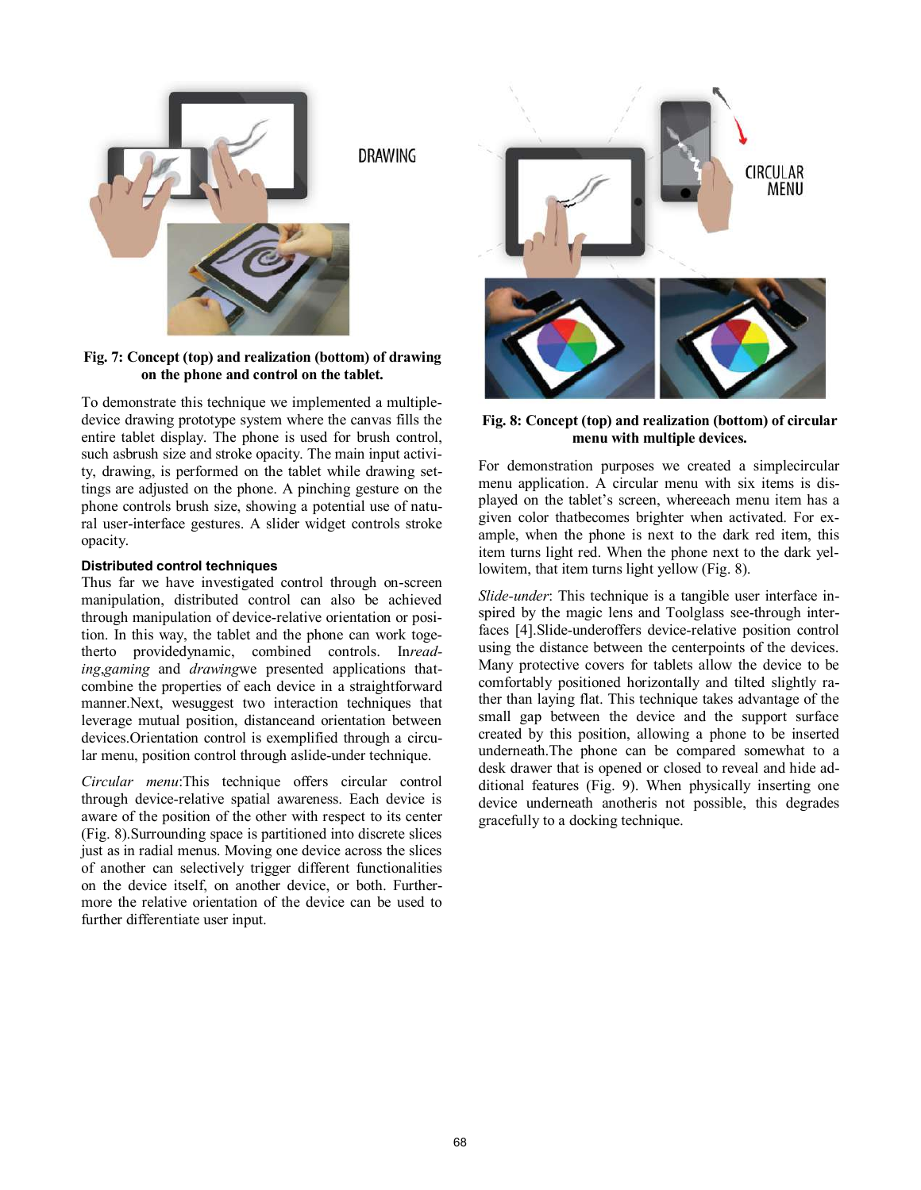**Fig. 7: Concept (top) and realization (bottom) of drawing on the phone and control on the tablet.**

To demonstrate this technique we implemented a multiple-device drawing prototype system where the canvas fills the entire tablet display. The phone is used for brush control, such asbrush size and stroke opacity. The main input activity, drawing, is performed on the tablet while drawing settings are adjusted on the phone. A pinching gesture on the phone controls brush size, showing a potential use of natural user-interface gestures. A slider widget controls stroke opacity.

### Distributed control techniques

Thus far we have investigated control through on-screen manipulation, distributed control can also be achieved through manipulation of device-relative orientation or position. In this way, the tablet and the phone can work togetherto providedynamic, combined controls. In*reading*,*gaming* and *drawing*we presented applications thatcombine the properties of each device in a straightforward manner.Next, wesuggest two interaction techniques that leverage mutual position, distanceand orientation between devices.Orientation control is exemplified through a circular menu, position control through aslide-under technique.

*Circular menu*:This technique offers circular control through device-relative spatial awareness. Each device is aware of the position of the other with respect to its center (Fig. 8).Surrounding space is partitioned into discrete slices just as in radial menus. Moving one device across the slices of another can selectively trigger different functionalities on the device itself, on another device, or both. Furthermore the relative orientation of the device can be used to further differentiate user input.

**Fig. 8: Concept (top) and realization (bottom) of circular menu with multiple devices.**

For demonstration purposes we created a simplecircular menu application. A circular menu with six items is displayed on the tablet's screen, whereeach menu item has a given color thatbecomes brighter when activated. For example, when the phone is next to the dark red item, this item turns light red. When the phone next to the dark yellowitem, that item turns light yellow (Fig. 8).

*Slide-under*: This technique is a tangible user interface inspired by the magic lens and Toolglass see-through interfaces [4].Slide-underoffers device-relative position control using the distance between the centerpoints of the devices. Many protective covers for tablets allow the device to be comfortably positioned horizontally and tilted slightly rather than laying flat. This technique takes advantage of the small gap between the device and the support surface created by this position, allowing a phone to be inserted underneath.The phone can be compared somewhat to a desk drawer that is opened or closed to reveal and hide additional features (Fig. 9). When physically inserting one device underneath anotheris not possible, this degrades gracefully to a docking technique.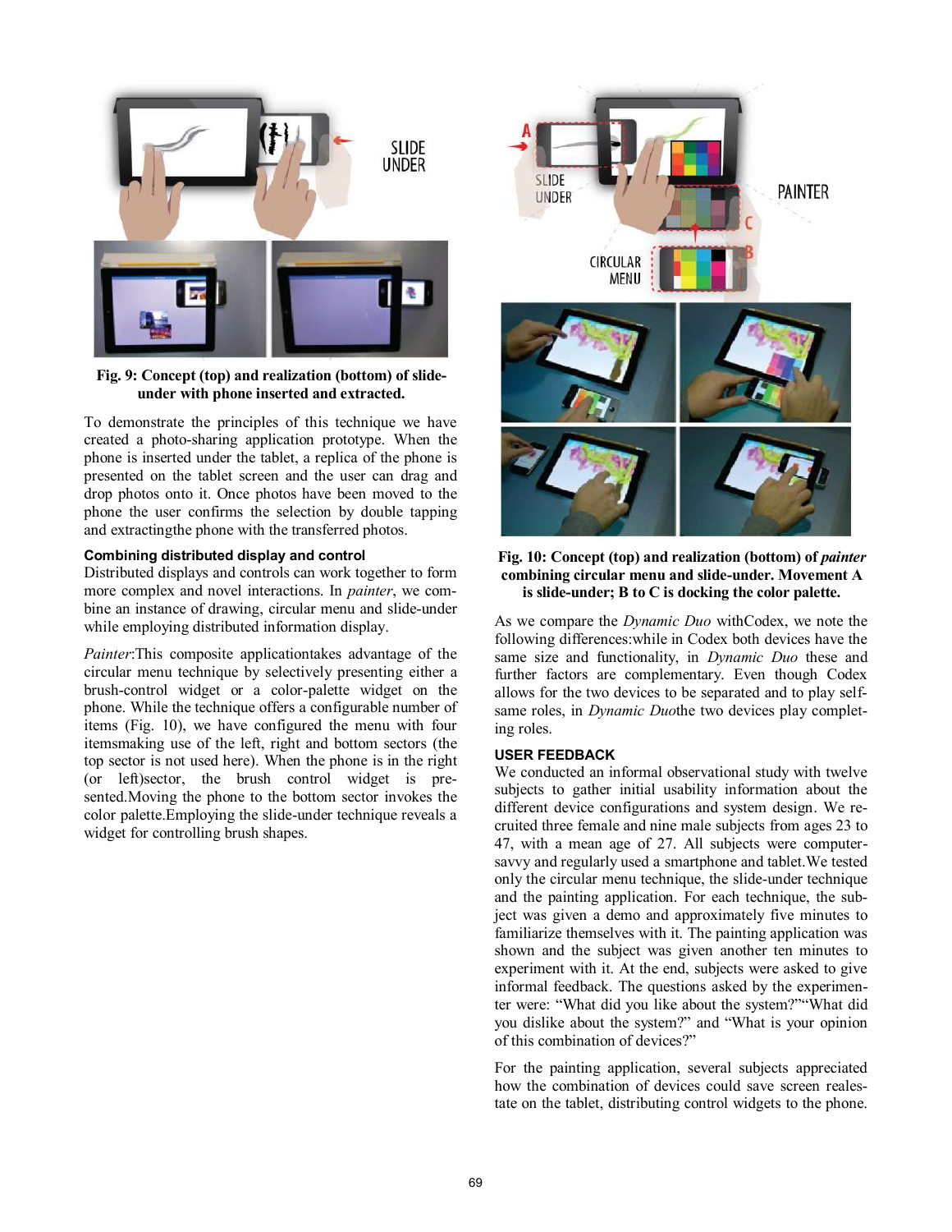Fig. 9: Concept (top) and realization (bottom) of slide-under with phone inserted and extracted.

To demonstrate the principles of this technique we have created a photo-sharing application prototype. When the phone is inserted under the tablet, a replica of the phone is presented on the tablet screen and the user can drag and drop photos onto it. Once photos have been moved to the phone the user confirms the selection by double tapping and extractingthe phone with the transferred photos.

### Combining distributed display and control

Distributed displays and controls can work together to form more complex and novel interactions. In *painter*, we combine an instance of drawing, circular menu and slide-under while employing distributed information display.

*Painter*:This composite applicationtakes advantage of the circular menu technique by selectively presenting either a brush-control widget or a color-palette widget on the phone. While the technique offers a configurable number of items (Fig. 10), we have configured the menu with four itemsmaking use of the left, right and bottom sectors (the top sector is not used here). When the phone is in the right (or left)sector, the brush control widget is presented.Moving the phone to the bottom sector invokes the color palette.Employing the slide-under technique reveals a widget for controlling brush shapes.

Fig. 10: Concept (top) and realization (bottom) of *painter* combining circular menu and slide-under. Movement A is slide-under; B to C is docking the color palette.

As we compare the *Dynamic Duo* withCodex, we note the following differences:while in Codex both devices have the same size and functionality, in *Dynamic Duo* these and further factors are complementary. Even though Codex allows for the two devices to be separated and to play self-same roles, in *Dynamic Duo*the two devices play completing roles.

## USER FEEDBACK

We conducted an informal observational study with twelve subjects to gather initial usability information about the different device configurations and system design. We recruited three female and nine male subjects from ages 23 to 47, with a mean age of 27. All subjects were computer-savvy and regularly used a smartphone and tablet.We tested only the circular menu technique, the slide-under technique and the painting application. For each technique, the subject was given a demo and approximately five minutes to familiarize themselves with it. The painting application was shown and the subject was given another ten minutes to experiment with it. At the end, subjects were asked to give informal feedback. The questions asked by the experimenter were: "What did you like about the system?""What did you dislike about the system?" and "What is your opinion of this combination of devices?"

For the painting application, several subjects appreciated how the combination of devices could save screen realestate on the tablet, distributing control widgets to the phone.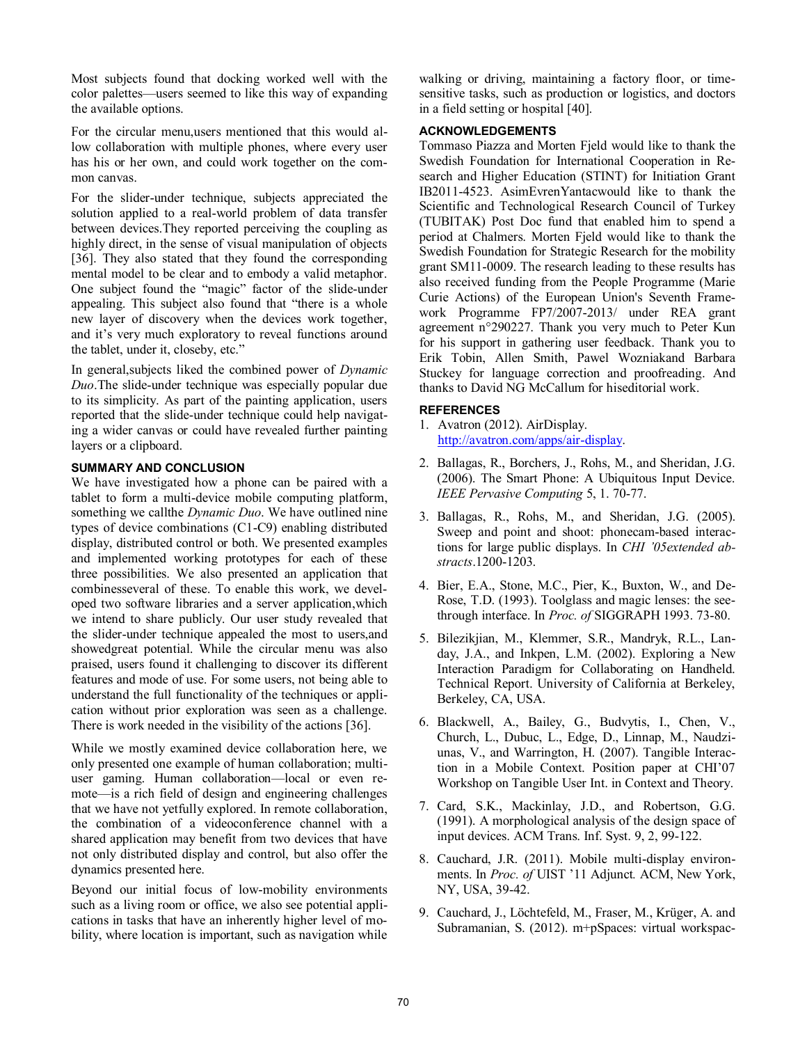Most subjects found that docking worked well with the color palettes—users seemed to like this way of expanding the available options.

For the circular menu,users mentioned that this would allow collaboration with multiple phones, where every user has his or her own, and could work together on the common canvas.

For the slider-under technique, subjects appreciated the solution applied to a real-world problem of data transfer between devices.They reported perceiving the coupling as highly direct, in the sense of visual manipulation of objects [36]. They also stated that they found the corresponding mental model to be clear and to embody a valid metaphor. One subject found the "magic" factor of the slide-under appealing. This subject also found that "there is a whole new layer of discovery when the devices work together, and it's very much exploratory to reveal functions around the tablet, under it, closeby, etc."

In general,subjects liked the combined power of *Dynamic Duo*.The slide-under technique was especially popular due to its simplicity. As part of the painting application, users reported that the slide-under technique could help navigating a wider canvas or could have revealed further painting layers or a clipboard.

## SUMMARY AND CONCLUSION

We have investigated how a phone can be paired with a tablet to form a multi-device mobile computing platform, something we callthe *Dynamic Duo*. We have outlined nine types of device combinations (C1-C9) enabling distributed display, distributed control or both. We presented examples and implemented working prototypes for each of these three possibilities. We also presented an application that combinesseveral of these. To enable this work, we developed two software libraries and a server application,which we intend to share publicly. Our user study revealed that the slider-under technique appealed the most to users,and showedgreat potential. While the circular menu was also praised, users found it challenging to discover its different features and mode of use. For some users, not being able to understand the full functionality of the techniques or application without prior exploration was seen as a challenge. There is work needed in the visibility of the actions [36].

While we mostly examined device collaboration here, we only presented one example of human collaboration; multi-user gaming. Human collaboration—local or even remote—is a rich field of design and engineering challenges that we have not yetfully explored. In remote collaboration, the combination of a videoconference channel with a shared application may benefit from two devices that have not only distributed display and control, but also offer the dynamics presented here.

Beyond our initial focus of low-mobility environments such as a living room or office, we also see potential applications in tasks that have an inherently higher level of mobility, where location is important, such as navigation while walking or driving, maintaining a factory floor, or time-sensitive tasks, such as production or logistics, and doctors in a field setting or hospital [40].

## ACKNOWLEDGEMENTS

Tommaso Piazza and Morten Fjeld would like to thank the Swedish Foundation for International Cooperation in Research and Higher Education (STINT) for Initiation Grant IB2011-4523. AsimEvrenYantacwould like to thank the Scientific and Technological Research Council of Turkey (TUBITAK) Post Doc fund that enabled him to spend a period at Chalmers. Morten Fjeld would like to thank the Swedish Foundation for Strategic Research for the mobility grant SM11-0009. The research leading to these results has also received funding from the People Programme (Marie Curie Actions) of the European Union's Seventh Framework Programme FP7/2007-2013/ under REA grant agreement n°290227. Thank you very much to Peter Kun for his support in gathering user feedback. Thank you to Erik Tobin, Allen Smith, Pawel Wozniakand Barbara Stuckey for language correction and proofreading. And thanks to David NG McCallum for hiseditorial work.

## REFERENCES

1. Avatron (2012). AirDisplay. http://avatron.com/apps/air-display.
2. Ballagas, R., Borchers, J., Rohs, M., and Sheridan, J.G. (2006). The Smart Phone: A Ubiquitous Input Device. *IEEE Pervasive Computing* 5, 1. 70-77.
3. Ballagas, R., Rohs, M., and Sheridan, J.G. (2005). Sweep and point and shoot: phonecam-based interactions for large public displays. In *CHI '05extended abstracts*.1200-1203.
4. Bier, E.A., Stone, M.C., Pier, K., Buxton, W., and DeRose, T.D. (1993). Toolglass and magic lenses: the see-through interface. In *Proc. of* SIGGRAPH 1993. 73-80.
5. Bilezikjian, M., Klemmer, S.R., Mandryk, R.L., Landay, J.A., and Inkpen, L.M. (2002). Exploring a New Interaction Paradigm for Collaborating on Handheld. Technical Report. University of California at Berkeley, Berkeley, CA, USA.
6. Blackwell, A., Bailey, G., Budvytis, I., Chen, V., Church, L., Dubuc, L., Edge, D., Linnap, M., Naudziunas, V., and Warrington, H. (2007). Tangible Interaction in a Mobile Context. Position paper at CHI'07 Workshop on Tangible User Int. in Context and Theory.
7. Card, S.K., Mackinlay, J.D., and Robertson, G.G. (1991). A morphological analysis of the design space of input devices. ACM Trans. Inf. Syst. 9, 2, 99-122.
8. Cauchard, J.R. (2011). Mobile multi-display environments. In *Proc. of* UIST '11 Adjunct*.* ACM, New York, NY, USA, 39-42.
9. Cauchard, J., Löchtefeld, M., Fraser, M., Krüger, A. and Subramanian, S. (2012). m+pSpaces: virtual workspac-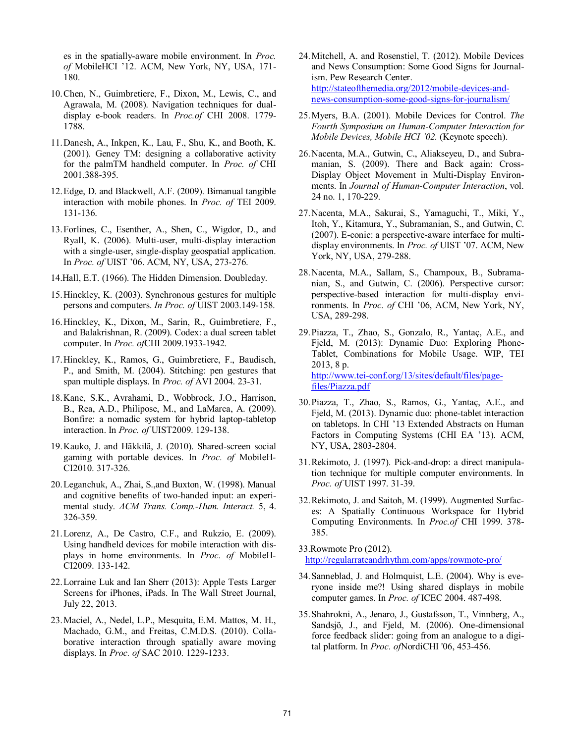es in the spatially-aware mobile environment. In *Proc. of* MobileHCI '12. ACM, New York, NY, USA, 171-180.

10. Chen, N., Guimbretiere, F., Dixon, M., Lewis, C., and Agrawala, M. (2008). Navigation techniques for dual-display e-book readers. In *Proc.of* CHI 2008. 1779-1788.

11. Danesh, A., Inkpen, K., Lau, F., Shu, K., and Booth, K. (2001). Geney TM: designing a collaborative activity for the palmTM handheld computer. In *Proc. of* CHI 2001.388-395.

12. Edge, D. and Blackwell, A.F. (2009). Bimanual tangible interaction with mobile phones. In *Proc. of* TEI 2009. 131-136.

13. Forlines, C., Esenther, A., Shen, C., Wigdor, D., and Ryall, K. (2006). Multi-user, multi-display interaction with a single-user, single-display geospatial application. In *Proc. of* UIST '06. ACM, NY, USA, 273-276.

14. Hall, E.T. (1966). The Hidden Dimension. Doubleday.

15. Hinckley, K. (2003). Synchronous gestures for multiple persons and computers. *In Proc. of* UIST 2003.149-158.

16. Hinckley, K., Dixon, M., Sarin, R., Guimbretiere, F., and Balakrishnan, R. (2009). Codex: a dual screen tablet computer. In *Proc. of*CHI 2009.1933-1942.

17. Hinckley, K., Ramos, G., Guimbretiere, F., Baudisch, P., and Smith, M. (2004). Stitching: pen gestures that span multiple displays. In *Proc. of* AVI 2004. 23-31.

18. Kane, S.K., Avrahami, D., Wobbrock, J.O., Harrison, B., Rea, A.D., Philipose, M., and LaMarca, A. (2009). Bonfire: a nomadic system for hybrid laptop-tabletop interaction. In *Proc. of* UIST2009. 129-138.

19. Kauko, J. and Häkkilä, J. (2010). Shared-screen social gaming with portable devices. In *Proc. of* MobileHCI2010. 317-326.

20. Leganchuk, A., Zhai, S.,and Buxton, W. (1998). Manual and cognitive benefits of two-handed input: an experimental study. *ACM Trans. Comp.-Hum. Interact.* 5, 4. 326-359.

21. Lorenz, A., De Castro, C.F., and Rukzio, E. (2009). Using handheld devices for mobile interaction with displays in home environments. In *Proc. of* MobileHCI2009. 133-142.

22. Lorraine Luk and Ian Sherr (2013): Apple Tests Larger Screens for iPhones, iPads. In The Wall Street Journal, July 22, 2013.

23. Maciel, A., Nedel, L.P., Mesquita, E.M. Mattos, M. H., Machado, G.M., and Freitas, C.M.D.S. (2010). Collaborative interaction through spatially aware moving displays. In *Proc. of* SAC 2010. 1229-1233.

24. Mitchell, A. and Rosenstiel, T. (2012). Mobile Devices and News Consumption: Some Good Signs for Journalism. Pew Research Center. http://stateofthemedia.org/2012/mobile-devices-and-news-consumption-some-good-signs-for-journalism/

25. Myers, B.A. (2001). Mobile Devices for Control. *The Fourth Symposium on Human-Computer Interaction for Mobile Devices, Mobile HCI '02.* (Keynote speech).

26. Nacenta, M.A., Gutwin, C., Aliakseyeu, D., and Subramanian, S. (2009). There and Back again: Cross-Display Object Movement in Multi-Display Environments. In *Journal of Human-Computer Interaction*, vol. 24 no. 1, 170-229.

27. Nacenta, M.A., Sakurai, S., Yamaguchi, T., Miki, Y., Itoh, Y., Kitamura, Y., Subramanian, S., and Gutwin, C. (2007). E-conic: a perspective-aware interface for multi-display environments. In *Proc. of* UIST '07. ACM, New York, NY, USA, 279-288.

28. Nacenta, M.A., Sallam, S., Champoux, B., Subramanian, S., and Gutwin, C. (2006). Perspective cursor: perspective-based interaction for multi-display environments. In *Proc. of* CHI '06, ACM, New York, NY, USA, 289-298.

29. Piazza, T., Zhao, S., Gonzalo, R., Yantaç, A.E., and Fjeld, M. (2013): Dynamic Duo: Exploring Phone-Tablet, Combinations for Mobile Usage. WIP, TEI 2013, 8 p. http://www.tei-conf.org/13/sites/default/files/page-files/Piazza.pdf

30. Piazza, T., Zhao, S., Ramos, G., Yantaç, A.E., and Fjeld, M. (2013). Dynamic duo: phone-tablet interaction on tabletops. In CHI '13 Extended Abstracts on Human Factors in Computing Systems (CHI EA '13). ACM, NY, USA, 2803-2804.

31. Rekimoto, J. (1997). Pick-and-drop: a direct manipulation technique for multiple computer environments. In *Proc. of* UIST 1997. 31-39.

32. Rekimoto, J. and Saitoh, M. (1999). Augmented Surfaces: A Spatially Continuous Workspace for Hybrid Computing Environments. In *Proc.of* CHI 1999. 378-385.

33. Rowmote Pro (2012). http://regularrateandrhythm.com/apps/rowmote-pro/

34. Sanneblad, J. and Holmquist, L.E. (2004). Why is everyone inside me?! Using shared displays in mobile computer games. In *Proc. of* ICEC 2004. 487-498.

35. Shahrokni, A., Jenaro, J., Gustafsson, T., Vinnberg, A., Sandsjö, J., and Fjeld, M. (2006). One-dimensional force feedback slider: going from an analogue to a digital platform. In *Proc. of*NordiCHI '06, 453-456.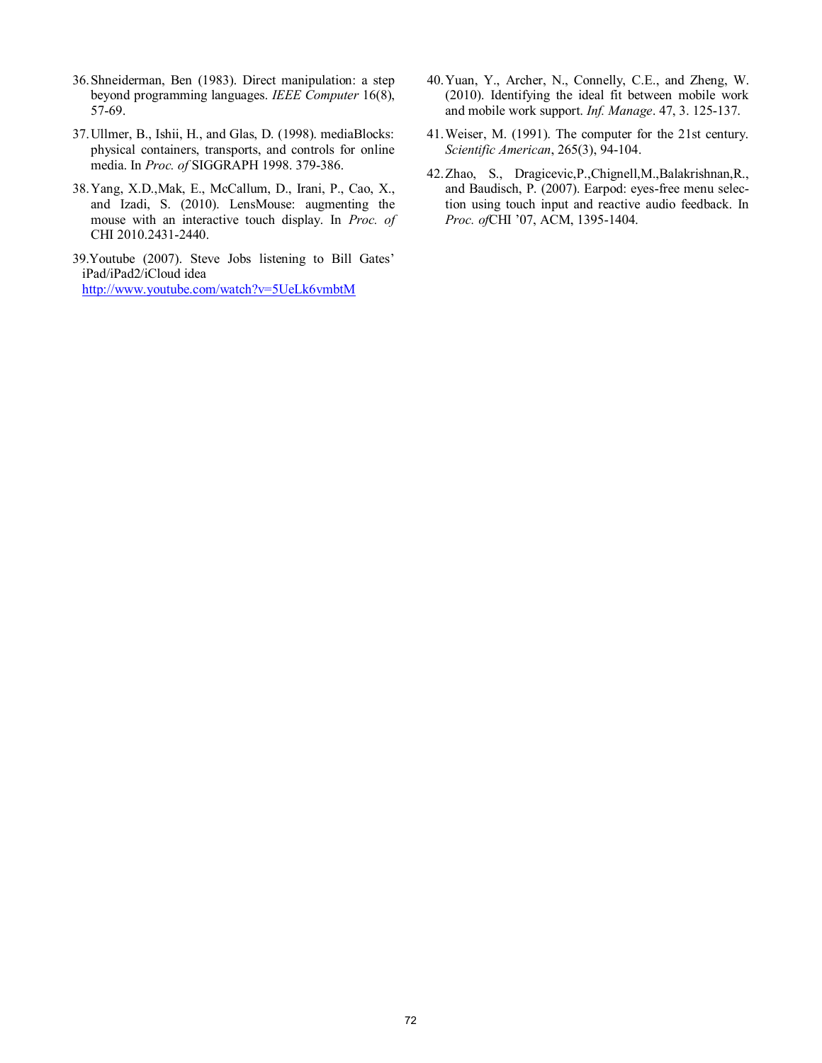36. Shneiderman, Ben (1983). Direct manipulation: a step beyond programming languages. *IEEE Computer* 16(8), 57-69.

37. Ullmer, B., Ishii, H., and Glas, D. (1998). mediaBlocks: physical containers, transports, and controls for online media. In *Proc. of* SIGGRAPH 1998. 379-386.

38. Yang, X.D.,Mak, E., McCallum, D., Irani, P., Cao, X., and Izadi, S. (2010). LensMouse: augmenting the mouse with an interactive touch display. In *Proc. of* CHI 2010.2431-2440.

39. Youtube (2007). Steve Jobs listening to Bill Gates' iPad/iPad2/iCloud idea http://www.youtube.com/watch?v=5UeLk6vmbtM

40. Yuan, Y., Archer, N., Connelly, C.E., and Zheng, W. (2010). Identifying the ideal fit between mobile work and mobile work support. *Inf. Manage*. 47, 3. 125-137.

41. Weiser, M. (1991). The computer for the 21st century. *Scientific American*, 265(3), 94-104.

42. Zhao, S., Dragicevic,P.,Chignell,M.,Balakrishnan,R., and Baudisch, P. (2007). Earpod: eyes-free menu selection using touch input and reactive audio feedback. In *Proc. of*CHI '07, ACM, 1395-1404.